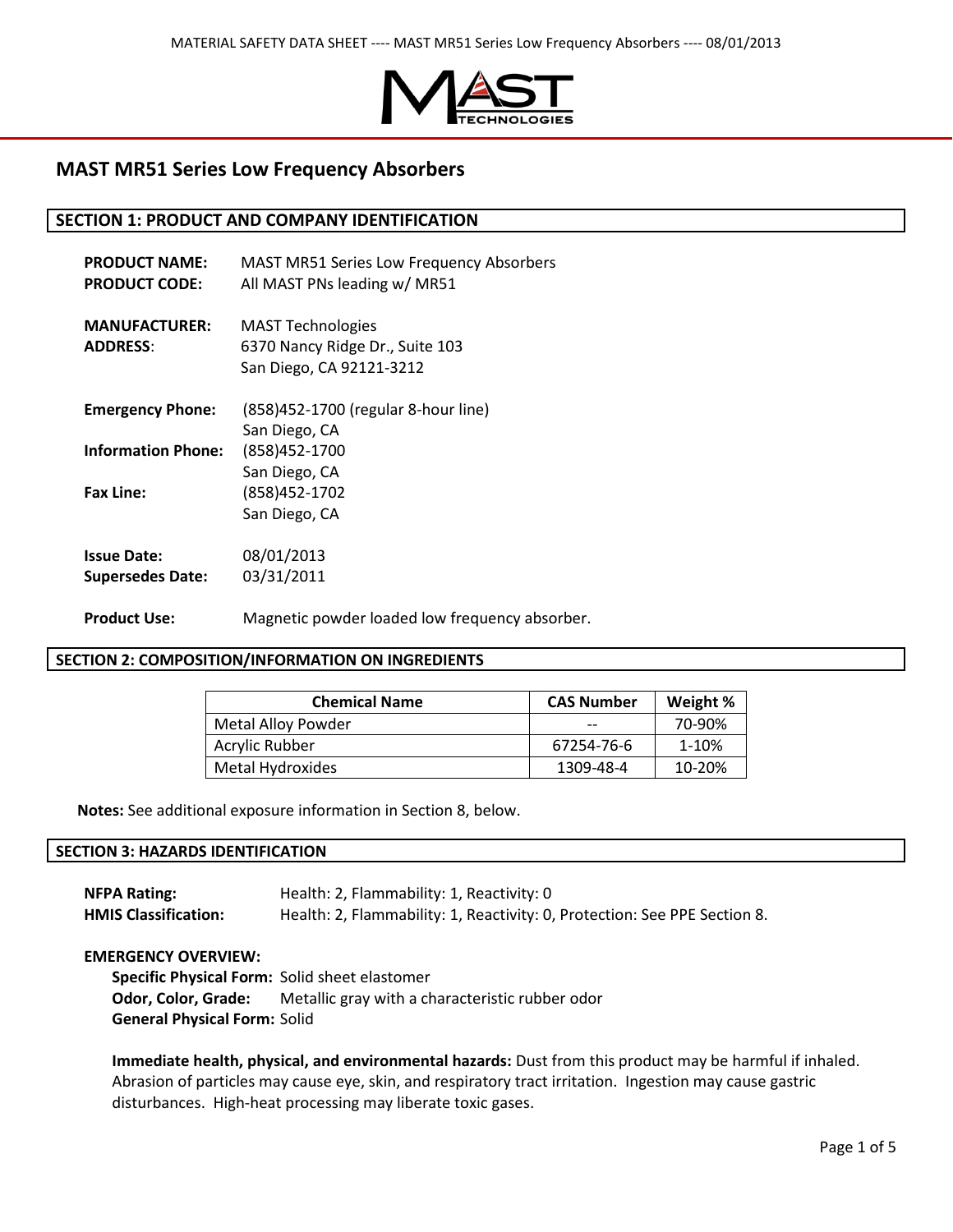# MAST MR51 Series Low Frequency Absorbers

## SECTION 1: PRODUCT AND COMPANY IDENTIFICATION

**PRODUCT NAME:** MAST MR51 Series Low Frequency Absorbers
**PRODUCT CODE:** All MAST PNs leading w/ MR51

**MANUFACTURER:** MAST Technologies
**ADDRESS:** 6370 Nancy Ridge Dr., Suite 103
San Diego, CA 92121-3212

**Emergency Phone:** (858)452-1700 (regular 8-hour line)
San Diego, CA
**Information Phone:** (858)452-1700
San Diego, CA
**Fax Line:** (858)452-1702
San Diego, CA

**Issue Date:** 08/01/2013
**Supersedes Date:** 03/31/2011

**Product Use:** Magnetic powder loaded low frequency absorber.

## SECTION 2: COMPOSITION/INFORMATION ON INGREDIENTS

| Chemical Name | CAS Number | Weight % |
|---|---|---|
| Metal Alloy Powder | -- | 70-90% |
| Acrylic Rubber | 67254-76-6 | 1-10% |
| Metal Hydroxides | 1309-48-4 | 10-20% |

**Notes:** See additional exposure information in Section 8, below.

## SECTION 3: HAZARDS IDENTIFICATION

**NFPA Rating:** Health: 2, Flammability: 1, Reactivity: 0
**HMIS Classification:** Health: 2, Flammability: 1, Reactivity: 0, Protection: See PPE Section 8.

**EMERGENCY OVERVIEW:**

**Specific Physical Form:** Solid sheet elastomer
**Odor, Color, Grade:** Metallic gray with a characteristic rubber odor
**General Physical Form:** Solid

**Immediate health, physical, and environmental hazards:** Dust from this product may be harmful if inhaled. Abrasion of particles may cause eye, skin, and respiratory tract irritation. Ingestion may cause gastric disturbances. High-heat processing may liberate toxic gases.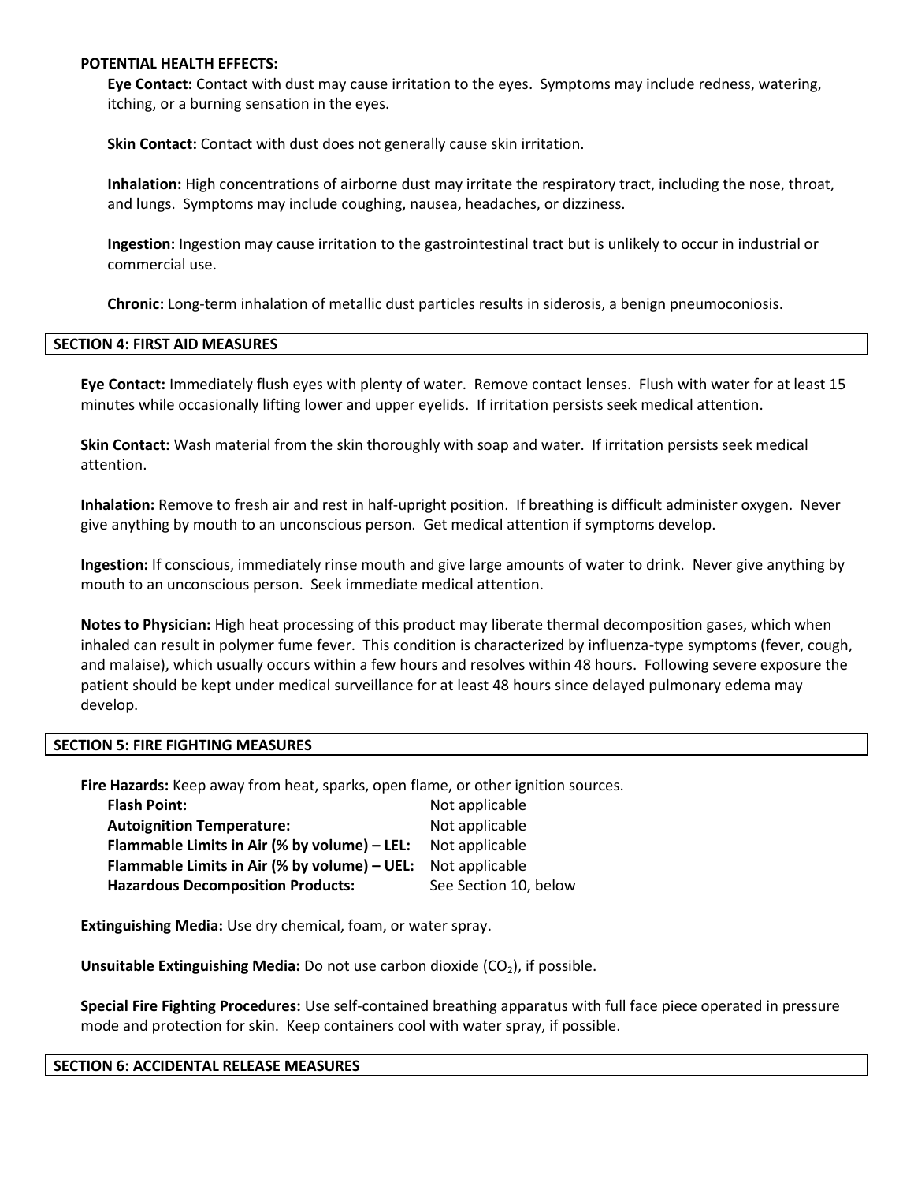**POTENTIAL HEALTH EFFECTS:**

**Eye Contact:** Contact with dust may cause irritation to the eyes. Symptoms may include redness, watering, itching, or a burning sensation in the eyes.

**Skin Contact:** Contact with dust does not generally cause skin irritation.

**Inhalation:** High concentrations of airborne dust may irritate the respiratory tract, including the nose, throat, and lungs. Symptoms may include coughing, nausea, headaches, or dizziness.

**Ingestion:** Ingestion may cause irritation to the gastrointestinal tract but is unlikely to occur in industrial or commercial use.

**Chronic:** Long-term inhalation of metallic dust particles results in siderosis, a benign pneumoconiosis.

## SECTION 4: FIRST AID MEASURES

**Eye Contact:** Immediately flush eyes with plenty of water. Remove contact lenses. Flush with water for at least 15 minutes while occasionally lifting lower and upper eyelids. If irritation persists seek medical attention.

**Skin Contact:** Wash material from the skin thoroughly with soap and water. If irritation persists seek medical attention.

**Inhalation:** Remove to fresh air and rest in half-upright position. If breathing is difficult administer oxygen. Never give anything by mouth to an unconscious person. Get medical attention if symptoms develop.

**Ingestion:** If conscious, immediately rinse mouth and give large amounts of water to drink. Never give anything by mouth to an unconscious person. Seek immediate medical attention.

**Notes to Physician:** High heat processing of this product may liberate thermal decomposition gases, which when inhaled can result in polymer fume fever. This condition is characterized by influenza-type symptoms (fever, cough, and malaise), which usually occurs within a few hours and resolves within 48 hours. Following severe exposure the patient should be kept under medical surveillance for at least 48 hours since delayed pulmonary edema may develop.

## SECTION 5: FIRE FIGHTING MEASURES

**Fire Hazards:** Keep away from heat, sparks, open flame, or other ignition sources.

| | |
|---|---|
| **Flash Point:** | Not applicable |
| **Autoignition Temperature:** | Not applicable |
| **Flammable Limits in Air (% by volume) – LEL:** | Not applicable |
| **Flammable Limits in Air (% by volume) – UEL:** | Not applicable |
| **Hazardous Decomposition Products:** | See Section 10, below |

**Extinguishing Media:** Use dry chemical, foam, or water spray.

**Unsuitable Extinguishing Media:** Do not use carbon dioxide ($CO_2$), if possible.

**Special Fire Fighting Procedures:** Use self-contained breathing apparatus with full face piece operated in pressure mode and protection for skin. Keep containers cool with water spray, if possible.

## SECTION 6: ACCIDENTAL RELEASE MEASURES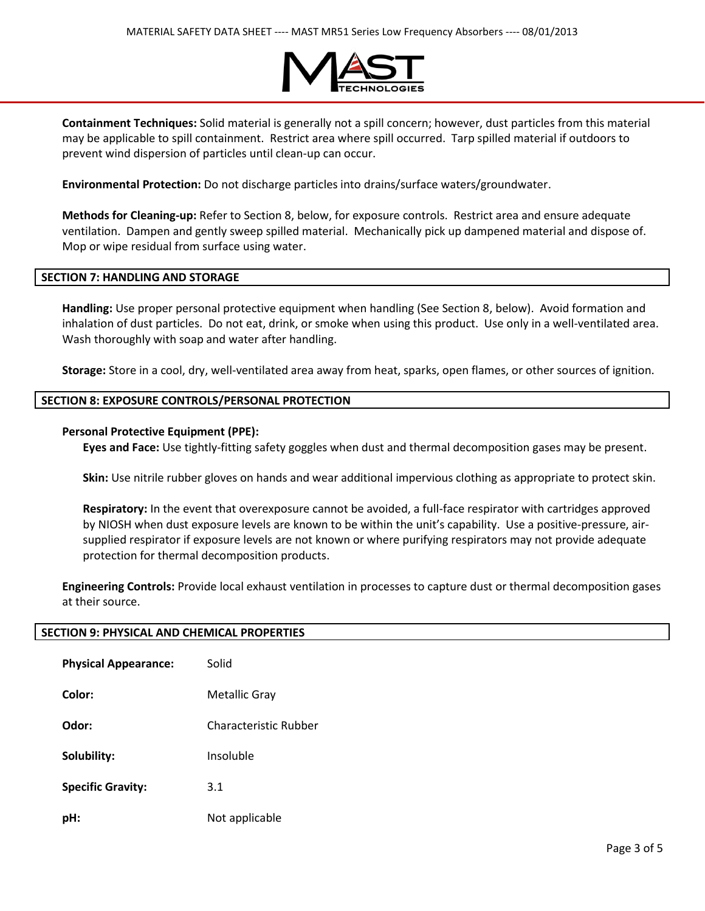**Containment Techniques:** Solid material is generally not a spill concern; however, dust particles from this material may be applicable to spill containment. Restrict area where spill occurred. Tarp spilled material if outdoors to prevent wind dispersion of particles until clean-up can occur.

**Environmental Protection:** Do not discharge particles into drains/surface waters/groundwater.

**Methods for Cleaning-up:** Refer to Section 8, below, for exposure controls. Restrict area and ensure adequate ventilation. Dampen and gently sweep spilled material. Mechanically pick up dampened material and dispose of. Mop or wipe residual from surface using water.

## SECTION 7: HANDLING AND STORAGE

**Handling:** Use proper personal protective equipment when handling (See Section 8, below). Avoid formation and inhalation of dust particles. Do not eat, drink, or smoke when using this product. Use only in a well-ventilated area. Wash thoroughly with soap and water after handling.

**Storage:** Store in a cool, dry, well-ventilated area away from heat, sparks, open flames, or other sources of ignition.

## SECTION 8: EXPOSURE CONTROLS/PERSONAL PROTECTION

**Personal Protective Equipment (PPE):**

**Eyes and Face:** Use tightly-fitting safety goggles when dust and thermal decomposition gases may be present.

**Skin:** Use nitrile rubber gloves on hands and wear additional impervious clothing as appropriate to protect skin.

**Respiratory:** In the event that overexposure cannot be avoided, a full-face respirator with cartridges approved by NIOSH when dust exposure levels are known to be within the unit's capability. Use a positive-pressure, air-supplied respirator if exposure levels are not known or where purifying respirators may not provide adequate protection for thermal decomposition products.

**Engineering Controls:** Provide local exhaust ventilation in processes to capture dust or thermal decomposition gases at their source.

## SECTION 9: PHYSICAL AND CHEMICAL PROPERTIES

| | |
|---|---|
| **Physical Appearance:** | Solid |
| **Color:** | Metallic Gray |
| **Odor:** | Characteristic Rubber |
| **Solubility:** | Insoluble |
| **Specific Gravity:** | 3.1 |
| **pH:** | Not applicable |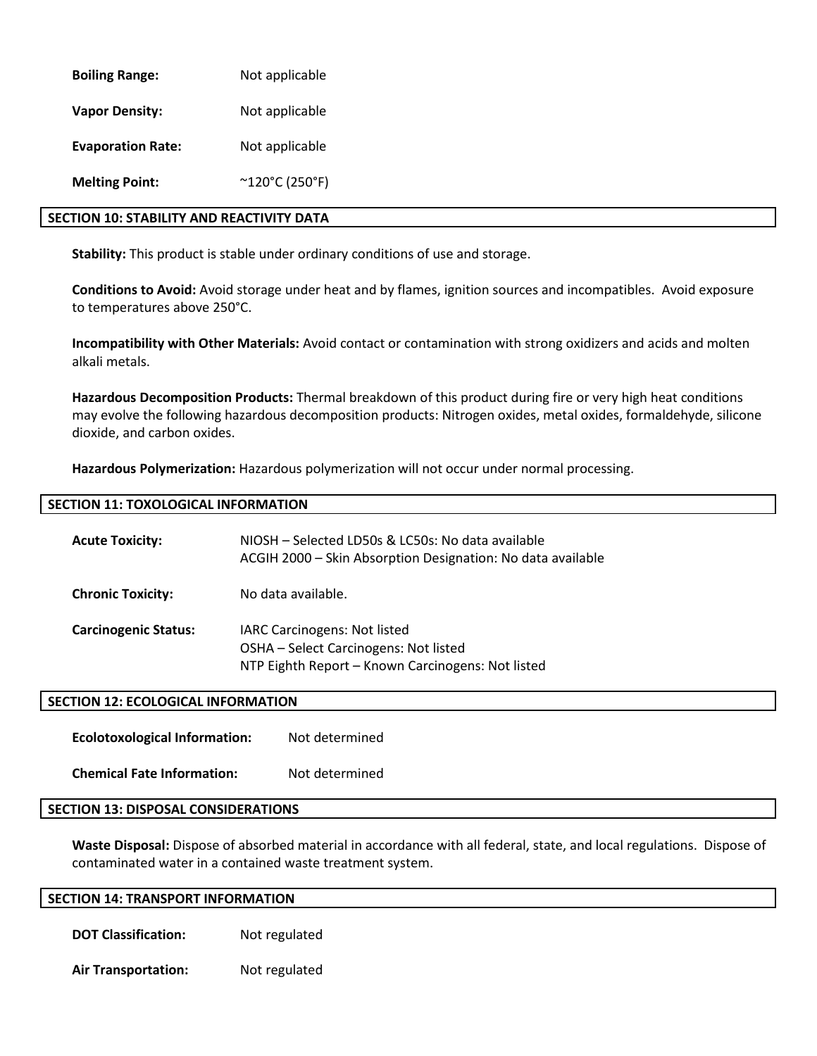**Boiling Range:** Not applicable

**Vapor Density:** Not applicable

**Evaporation Rate:** Not applicable

**Melting Point:** ~120°C (250°F)

## SECTION 10: STABILITY AND REACTIVITY DATA

**Stability:** This product is stable under ordinary conditions of use and storage.

**Conditions to Avoid:** Avoid storage under heat and by flames, ignition sources and incompatibles. Avoid exposure to temperatures above 250°C.

**Incompatibility with Other Materials:** Avoid contact or contamination with strong oxidizers and acids and molten alkali metals.

**Hazardous Decomposition Products:** Thermal breakdown of this product during fire or very high heat conditions may evolve the following hazardous decomposition products: Nitrogen oxides, metal oxides, formaldehyde, silicone dioxide, and carbon oxides.

**Hazardous Polymerization:** Hazardous polymerization will not occur under normal processing.

## SECTION 11: TOXOLOGICAL INFORMATION

**Acute Toxicity:** NIOSH – Selected LD50s & LC50s: No data available
ACGIH 2000 – Skin Absorption Designation: No data available

**Chronic Toxicity:** No data available.

**Carcinogenic Status:** IARC Carcinogens: Not listed
OSHA – Select Carcinogens: Not listed
NTP Eighth Report – Known Carcinogens: Not listed

## SECTION 12: ECOLOGICAL INFORMATION

**Ecolotoxological Information:** Not determined

**Chemical Fate Information:** Not determined

## SECTION 13: DISPOSAL CONSIDERATIONS

**Waste Disposal:** Dispose of absorbed material in accordance with all federal, state, and local regulations. Dispose of contaminated water in a contained waste treatment system.

## SECTION 14: TRANSPORT INFORMATION

**DOT Classification:** Not regulated

**Air Transportation:** Not regulated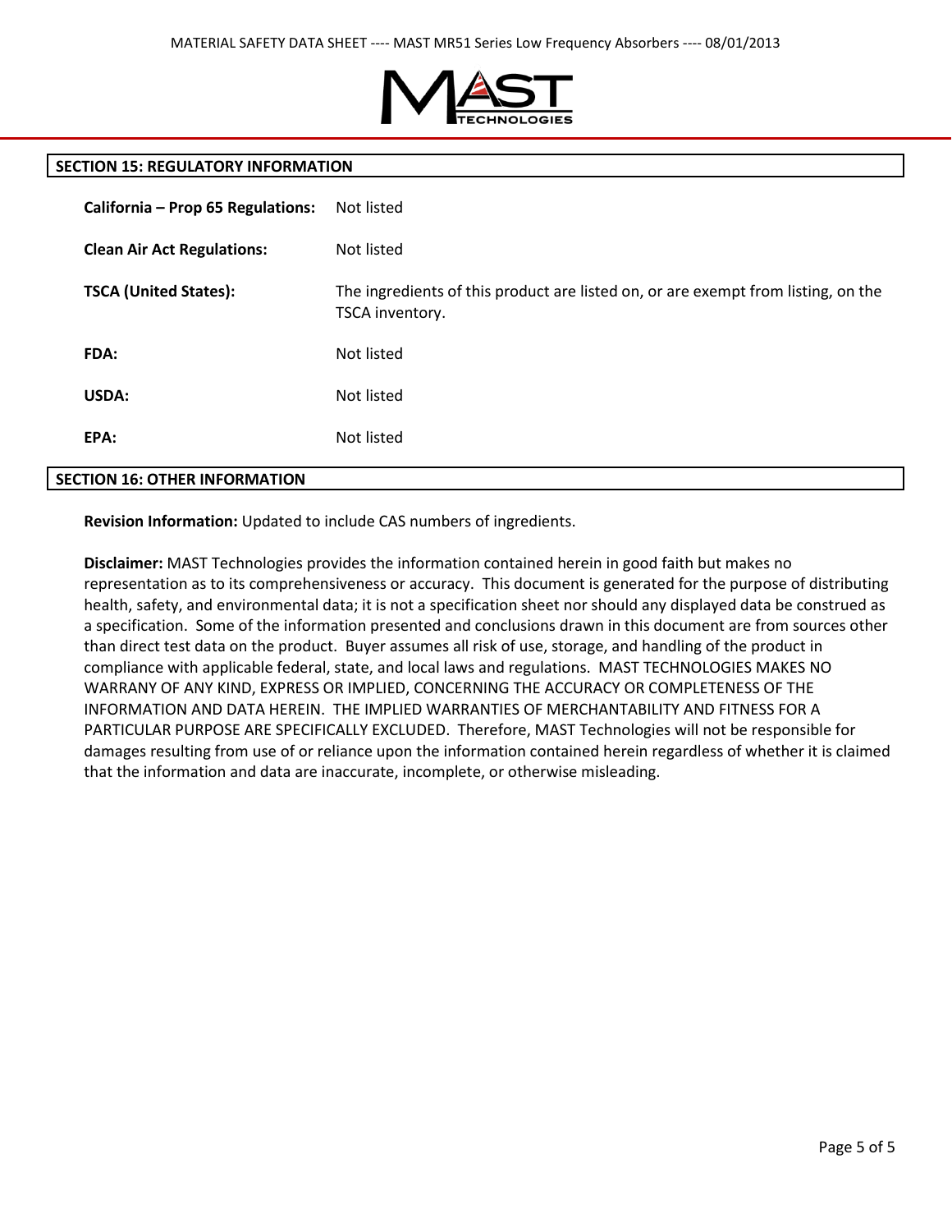## SECTION 15: REGULATORY INFORMATION

| | |
|---|---|
| **California – Prop 65 Regulations:** | Not listed |
| **Clean Air Act Regulations:** | Not listed |
| **TSCA (United States):** | The ingredients of this product are listed on, or are exempt from listing, on the TSCA inventory. |
| **FDA:** | Not listed |
| **USDA:** | Not listed |
| **EPA:** | Not listed |

## SECTION 16: OTHER INFORMATION

**Revision Information:** Updated to include CAS numbers of ingredients.

**Disclaimer:** MAST Technologies provides the information contained herein in good faith but makes no representation as to its comprehensiveness or accuracy. This document is generated for the purpose of distributing health, safety, and environmental data; it is not a specification sheet nor should any displayed data be construed as a specification. Some of the information presented and conclusions drawn in this document are from sources other than direct test data on the product. Buyer assumes all risk of use, storage, and handling of the product in compliance with applicable federal, state, and local laws and regulations. MAST TECHNOLOGIES MAKES NO WARRANY OF ANY KIND, EXPRESS OR IMPLIED, CONCERNING THE ACCURACY OR COMPLETENESS OF THE INFORMATION AND DATA HEREIN. THE IMPLIED WARRANTIES OF MERCHANTABILITY AND FITNESS FOR A PARTICULAR PURPOSE ARE SPECIFICALLY EXCLUDED. Therefore, MAST Technologies will not be responsible for damages resulting from use of or reliance upon the information contained herein regardless of whether it is claimed that the information and data are inaccurate, incomplete, or otherwise misleading.